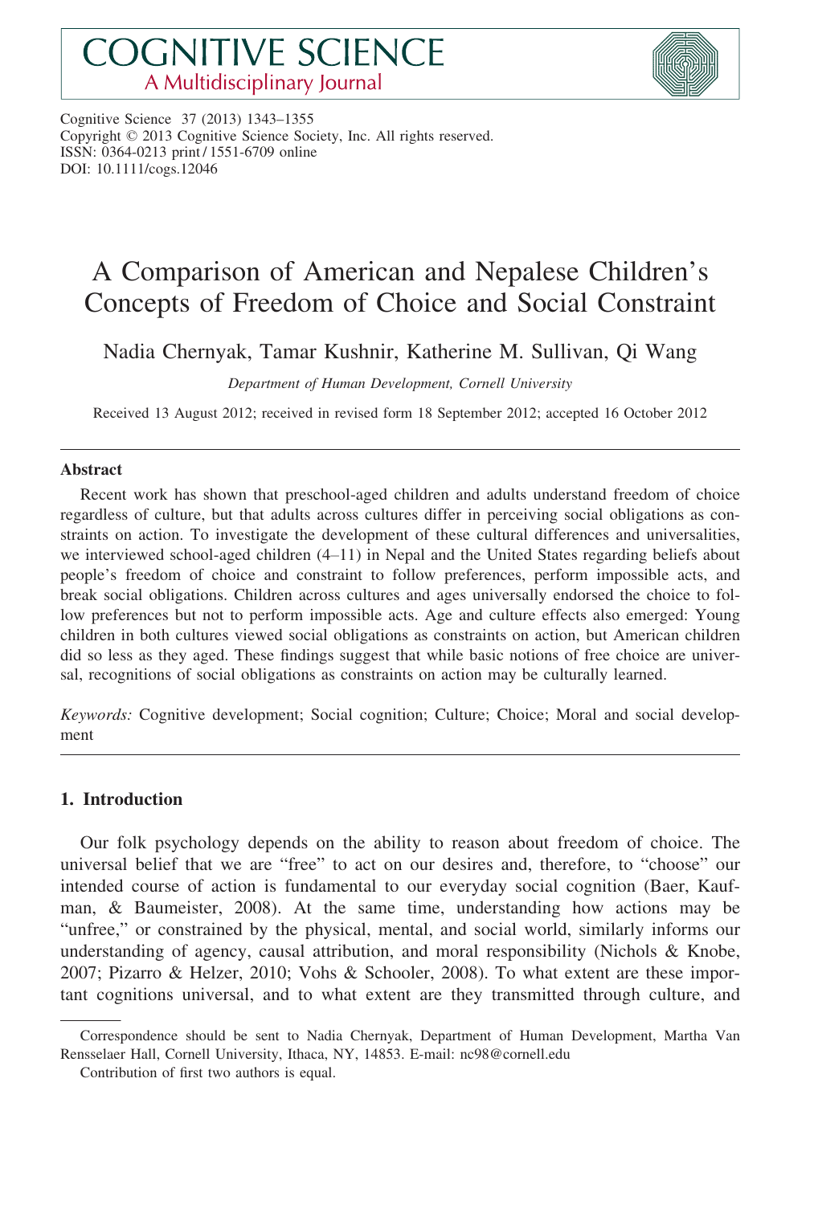Cognitive Science 37 (2013) 1343–1355
Copyright © 2013 Cognitive Science Society, Inc. All rights reserved.
ISSN: 0364-0213 print / 1551-6709 online
DOI: 10.1111/cogs.12046

# A Comparison of American and Nepalese Children's Concepts of Freedom of Choice and Social Constraint

Nadia Chernyak, Tamar Kushnir, Katherine M. Sullivan, Qi Wang

*Department of Human Development, Cornell University*

Received 13 August 2012; received in revised form 18 September 2012; accepted 16 October 2012

## Abstract

Recent work has shown that preschool-aged children and adults understand freedom of choice regardless of culture, but that adults across cultures differ in perceiving social obligations as constraints on action. To investigate the development of these cultural differences and universalities, we interviewed school-aged children (4–11) in Nepal and the United States regarding beliefs about people's freedom of choice and constraint to follow preferences, perform impossible acts, and break social obligations. Children across cultures and ages universally endorsed the choice to follow preferences but not to perform impossible acts. Age and culture effects also emerged: Young children in both cultures viewed social obligations as constraints on action, but American children did so less as they aged. These findings suggest that while basic notions of free choice are universal, recognitions of social obligations as constraints on action may be culturally learned.

*Keywords:* Cognitive development; Social cognition; Culture; Choice; Moral and social development

## 1. Introduction

Our folk psychology depends on the ability to reason about freedom of choice. The universal belief that we are "free" to act on our desires and, therefore, to "choose" our intended course of action is fundamental to our everyday social cognition (Baer, Kaufman, & Baumeister, 2008). At the same time, understanding how actions may be "unfree," or constrained by the physical, mental, and social world, similarly informs our understanding of agency, causal attribution, and moral responsibility (Nichols & Knobe, 2007; Pizarro & Helzer, 2010; Vohs & Schooler, 2008). To what extent are these important cognitions universal, and to what extent are they transmitted through culture, and

---

Correspondence should be sent to Nadia Chernyak, Department of Human Development, Martha Van Rensselaer Hall, Cornell University, Ithaca, NY, 14853. E-mail: nc98@cornell.edu

Contribution of first two authors is equal.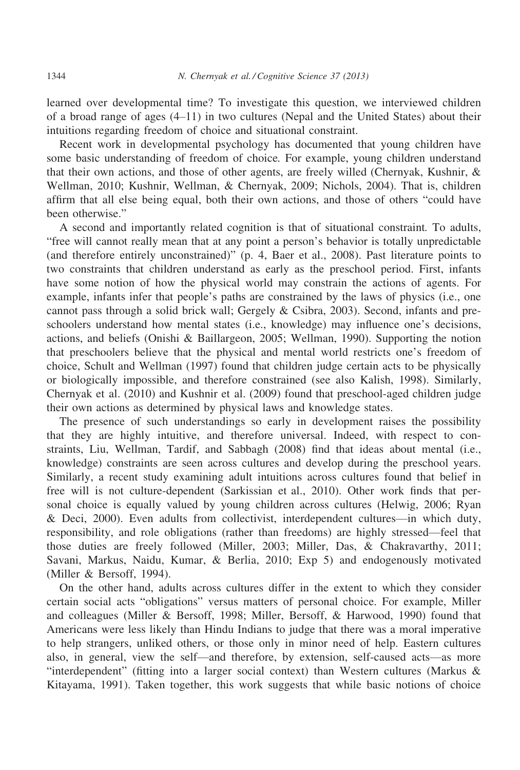learned over developmental time? To investigate this question, we interviewed children of a broad range of ages (4–11) in two cultures (Nepal and the United States) about their intuitions regarding freedom of choice and situational constraint.

Recent work in developmental psychology has documented that young children have some basic understanding of freedom of choice. For example, young children understand that their own actions, and those of other agents, are freely willed (Chernyak, Kushnir, & Wellman, 2010; Kushnir, Wellman, & Chernyak, 2009; Nichols, 2004). That is, children affirm that all else being equal, both their own actions, and those of others "could have been otherwise."

A second and importantly related cognition is that of situational constraint. To adults, "free will cannot really mean that at any point a person's behavior is totally unpredictable (and therefore entirely unconstrained)" (p. 4, Baer et al., 2008). Past literature points to two constraints that children understand as early as the preschool period. First, infants have some notion of how the physical world may constrain the actions of agents. For example, infants infer that people's paths are constrained by the laws of physics (i.e., one cannot pass through a solid brick wall; Gergely & Csibra, 2003). Second, infants and preschoolers understand how mental states (i.e., knowledge) may influence one's decisions, actions, and beliefs (Onishi & Baillargeon, 2005; Wellman, 1990). Supporting the notion that preschoolers believe that the physical and mental world restricts one's freedom of choice, Schult and Wellman (1997) found that children judge certain acts to be physically or biologically impossible, and therefore constrained (see also Kalish, 1998). Similarly, Chernyak et al. (2010) and Kushnir et al. (2009) found that preschool-aged children judge their own actions as determined by physical laws and knowledge states.

The presence of such understandings so early in development raises the possibility that they are highly intuitive, and therefore universal. Indeed, with respect to constraints, Liu, Wellman, Tardif, and Sabbagh (2008) find that ideas about mental (i.e., knowledge) constraints are seen across cultures and develop during the preschool years. Similarly, a recent study examining adult intuitions across cultures found that belief in free will is not culture-dependent (Sarkissian et al., 2010). Other work finds that personal choice is equally valued by young children across cultures (Helwig, 2006; Ryan & Deci, 2000). Even adults from collectivist, interdependent cultures—in which duty, responsibility, and role obligations (rather than freedoms) are highly stressed—feel that those duties are freely followed (Miller, 2003; Miller, Das, & Chakravarthy, 2011; Savani, Markus, Naidu, Kumar, & Berlia, 2010; Exp 5) and endogenously motivated (Miller & Bersoff, 1994).

On the other hand, adults across cultures differ in the extent to which they consider certain social acts "obligations" versus matters of personal choice. For example, Miller and colleagues (Miller & Bersoff, 1998; Miller, Bersoff, & Harwood, 1990) found that Americans were less likely than Hindu Indians to judge that there was a moral imperative to help strangers, unliked others, or those only in minor need of help. Eastern cultures also, in general, view the self—and therefore, by extension, self-caused acts—as more "interdependent" (fitting into a larger social context) than Western cultures (Markus & Kitayama, 1991). Taken together, this work suggests that while basic notions of choice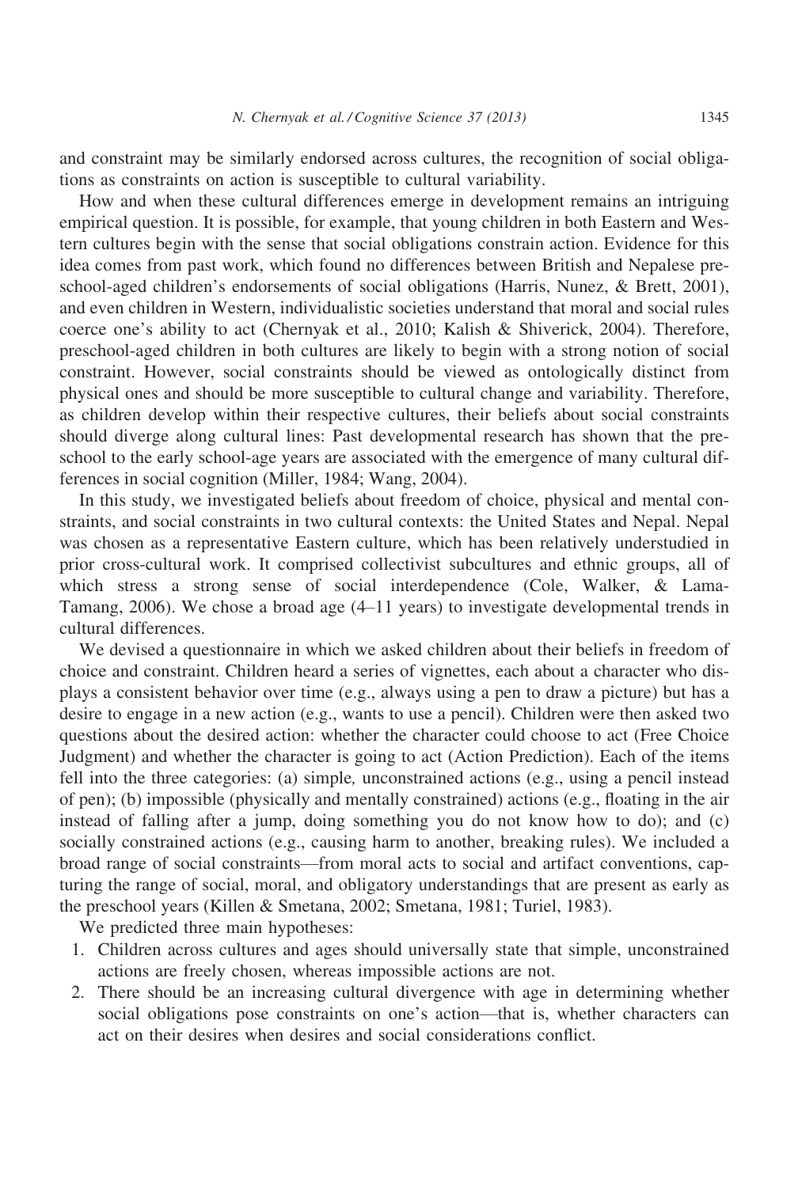and constraint may be similarly endorsed across cultures, the recognition of social obligations as constraints on action is susceptible to cultural variability.

How and when these cultural differences emerge in development remains an intriguing empirical question. It is possible, for example, that young children in both Eastern and Western cultures begin with the sense that social obligations constrain action. Evidence for this idea comes from past work, which found no differences between British and Nepalese preschool-aged children's endorsements of social obligations (Harris, Nunez, & Brett, 2001), and even children in Western, individualistic societies understand that moral and social rules coerce one's ability to act (Chernyak et al., 2010; Kalish & Shiverick, 2004). Therefore, preschool-aged children in both cultures are likely to begin with a strong notion of social constraint. However, social constraints should be viewed as ontologically distinct from physical ones and should be more susceptible to cultural change and variability. Therefore, as children develop within their respective cultures, their beliefs about social constraints should diverge along cultural lines: Past developmental research has shown that the preschool to the early school-age years are associated with the emergence of many cultural differences in social cognition (Miller, 1984; Wang, 2004).

In this study, we investigated beliefs about freedom of choice, physical and mental constraints, and social constraints in two cultural contexts: the United States and Nepal. Nepal was chosen as a representative Eastern culture, which has been relatively understudied in prior cross-cultural work. It comprised collectivist subcultures and ethnic groups, all of which stress a strong sense of social interdependence (Cole, Walker, & Lama-Tamang, 2006). We chose a broad age (4–11 years) to investigate developmental trends in cultural differences.

We devised a questionnaire in which we asked children about their beliefs in freedom of choice and constraint. Children heard a series of vignettes, each about a character who displays a consistent behavior over time (e.g., always using a pen to draw a picture) but has a desire to engage in a new action (e.g., wants to use a pencil). Children were then asked two questions about the desired action: whether the character could choose to act (Free Choice Judgment) and whether the character is going to act (Action Prediction). Each of the items fell into the three categories: (a) simple*,* unconstrained actions (e.g., using a pencil instead of pen); (b) impossible (physically and mentally constrained) actions (e.g., floating in the air instead of falling after a jump, doing something you do not know how to do); and (c) socially constrained actions (e.g., causing harm to another, breaking rules). We included a broad range of social constraints—from moral acts to social and artifact conventions, capturing the range of social, moral, and obligatory understandings that are present as early as the preschool years (Killen & Smetana, 2002; Smetana, 1981; Turiel, 1983).

We predicted three main hypotheses:

1. Children across cultures and ages should universally state that simple, unconstrained actions are freely chosen, whereas impossible actions are not.
2. There should be an increasing cultural divergence with age in determining whether social obligations pose constraints on one's action—that is, whether characters can act on their desires when desires and social considerations conflict.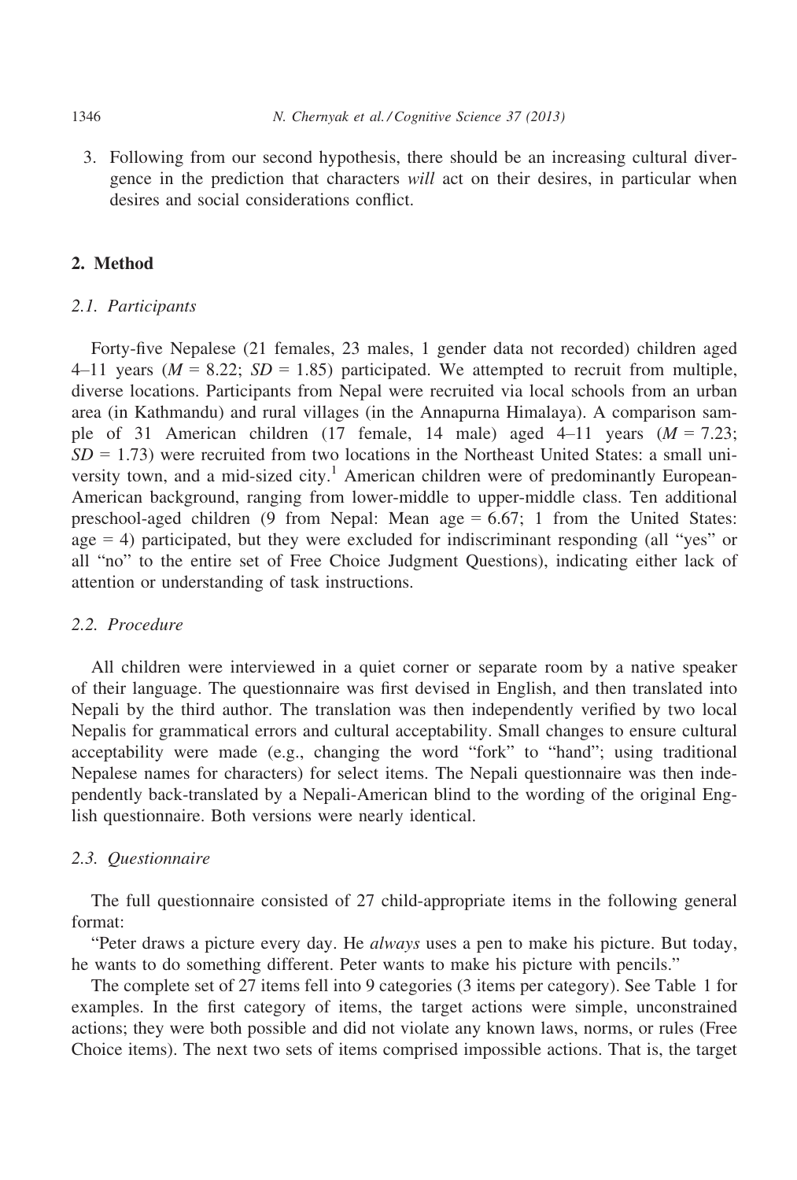3. Following from our second hypothesis, there should be an increasing cultural divergence in the prediction that characters *will* act on their desires, in particular when desires and social considerations conflict.

## 2. Method

### 2.1. Participants

Forty-five Nepalese (21 females, 23 males, 1 gender data not recorded) children aged 4–11 years ($M$ = 8.22; $SD$ = 1.85) participated. We attempted to recruit from multiple, diverse locations. Participants from Nepal were recruited via local schools from an urban area (in Kathmandu) and rural villages (in the Annapurna Himalaya). A comparison sample of 31 American children (17 female, 14 male) aged 4–11 years ($M$ = 7.23; $SD$ = 1.73) were recruited from two locations in the Northeast United States: a small university town, and a mid-sized city.[1] American children were of predominantly European-American background, ranging from lower-middle to upper-middle class. Ten additional preschool-aged children (9 from Nepal: Mean age = 6.67; 1 from the United States: age = 4) participated, but they were excluded for indiscriminant responding (all "yes" or all "no" to the entire set of Free Choice Judgment Questions), indicating either lack of attention or understanding of task instructions.

### 2.2. Procedure

All children were interviewed in a quiet corner or separate room by a native speaker of their language. The questionnaire was first devised in English, and then translated into Nepali by the third author. The translation was then independently verified by two local Nepalis for grammatical errors and cultural acceptability. Small changes to ensure cultural acceptability were made (e.g., changing the word "fork" to "hand"; using traditional Nepalese names for characters) for select items. The Nepali questionnaire was then independently back-translated by a Nepali-American blind to the wording of the original English questionnaire. Both versions were nearly identical.

### 2.3. Questionnaire

The full questionnaire consisted of 27 child-appropriate items in the following general format:

"Peter draws a picture every day. He *always* uses a pen to make his picture. But today, he wants to do something different. Peter wants to make his picture with pencils."

The complete set of 27 items fell into 9 categories (3 items per category). See Table 1 for examples. In the first category of items, the target actions were simple, unconstrained actions; they were both possible and did not violate any known laws, norms, or rules (Free Choice items). The next two sets of items comprised impossible actions. That is, the target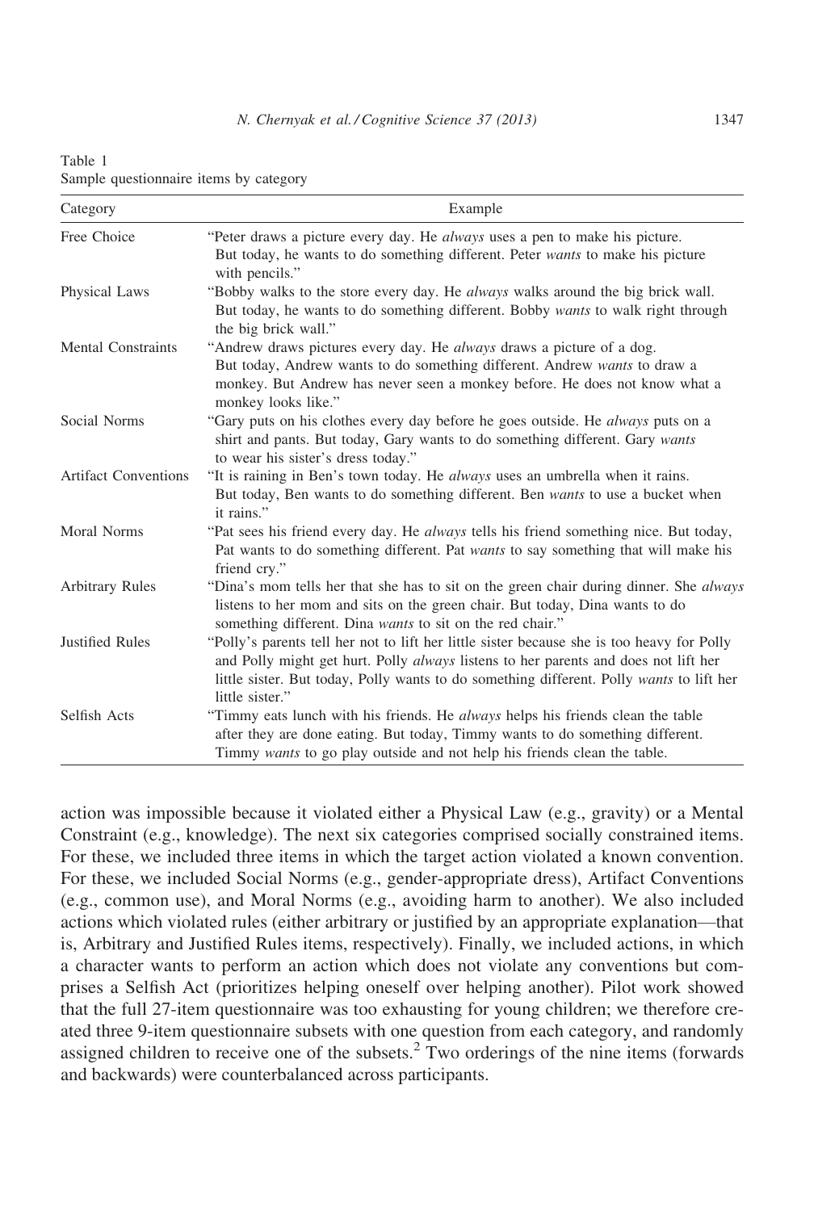Table 1
Sample questionnaire items by category

| Category | Example |
| --- | --- |
| Free Choice | "Peter draws a picture every day. He *always* uses a pen to make his picture. But today, he wants to do something different. Peter *wants* to make his picture with pencils." |
| Physical Laws | "Bobby walks to the store every day. He *always* walks around the big brick wall. But today, he wants to do something different. Bobby *wants* to walk right through the big brick wall." |
| Mental Constraints | "Andrew draws pictures every day. He *always* draws a picture of a dog. But today, Andrew wants to do something different. Andrew *wants* to draw a monkey. But Andrew has never seen a monkey before. He does not know what a monkey looks like." |
| Social Norms | "Gary puts on his clothes every day before he goes outside. He *always* puts on a shirt and pants. But today, Gary wants to do something different. Gary *wants* to wear his sister's dress today." |
| Artifact Conventions | "It is raining in Ben's town today. He *always* uses an umbrella when it rains. But today, Ben wants to do something different. Ben *wants* to use a bucket when it rains." |
| Moral Norms | "Pat sees his friend every day. He *always* tells his friend something nice. But today, Pat wants to do something different. Pat *wants* to say something that will make his friend cry." |
| Arbitrary Rules | "Dina's mom tells her that she has to sit on the green chair during dinner. She *always* listens to her mom and sits on the green chair. But today, Dina wants to do something different. Dina *wants* to sit on the red chair." |
| Justified Rules | "Polly's parents tell her not to lift her little sister because she is too heavy for Polly and Polly might get hurt. Polly *always* listens to her parents and does not lift her little sister. But today, Polly wants to do something different. Polly *wants* to lift her little sister." |
| Selfish Acts | "Timmy eats lunch with his friends. He *always* helps his friends clean the table after they are done eating. But today, Timmy wants to do something different. Timmy *wants* to go play outside and not help his friends clean the table. |

action was impossible because it violated either a Physical Law (e.g., gravity) or a Mental Constraint (e.g., knowledge). The next six categories comprised socially constrained items. For these, we included three items in which the target action violated a known convention. For these, we included Social Norms (e.g., gender-appropriate dress), Artifact Conventions (e.g., common use), and Moral Norms (e.g., avoiding harm to another). We also included actions which violated rules (either arbitrary or justified by an appropriate explanation—that is, Arbitrary and Justified Rules items, respectively). Finally, we included actions, in which a character wants to perform an action which does not violate any conventions but comprises a Selfish Act (prioritizes helping oneself over helping another). Pilot work showed that the full 27-item questionnaire was too exhausting for young children; we therefore created three 9-item questionnaire subsets with one question from each category, and randomly assigned children to receive one of the subsets.[2] Two orderings of the nine items (forwards and backwards) were counterbalanced across participants.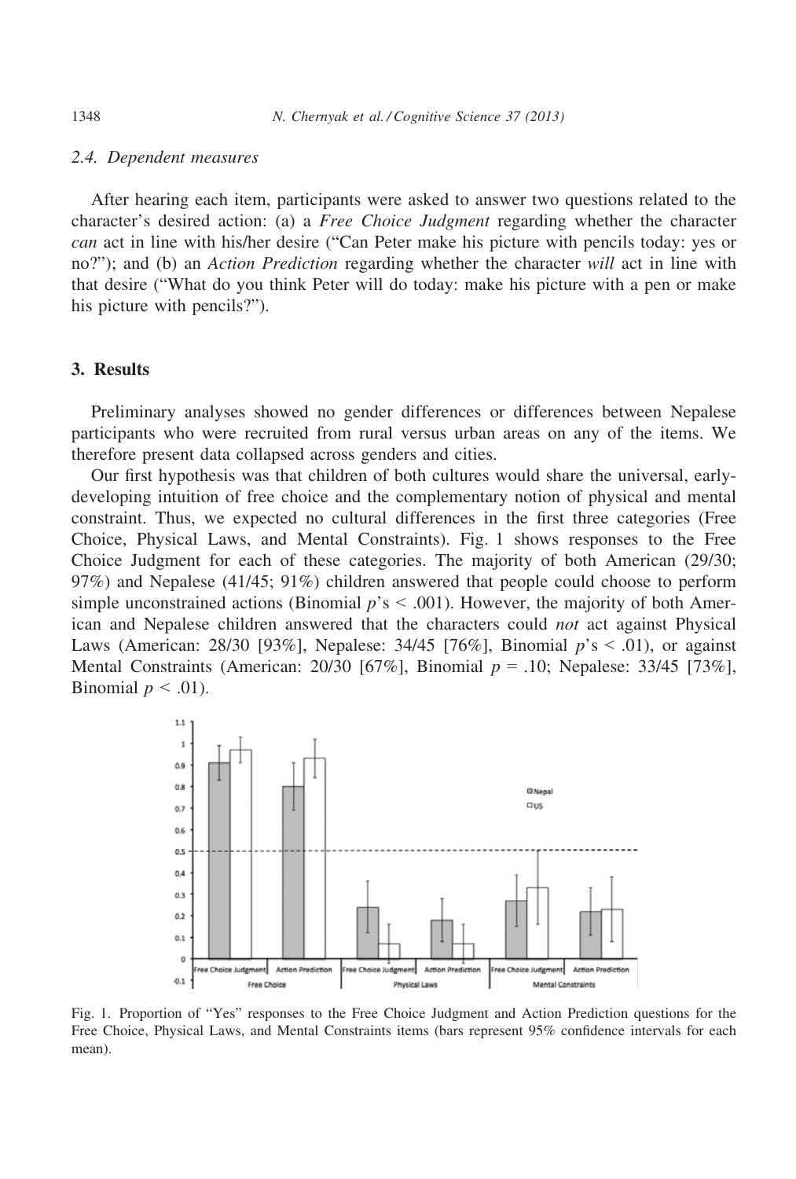### 2.4. Dependent measures

After hearing each item, participants were asked to answer two questions related to the character's desired action: (a) a *Free Choice Judgment* regarding whether the character *can* act in line with his/her desire ("Can Peter make his picture with pencils today: yes or no?"); and (b) an *Action Prediction* regarding whether the character *will* act in line with that desire ("What do you think Peter will do today: make his picture with a pen or make his picture with pencils?").

## 3. Results

Preliminary analyses showed no gender differences or differences between Nepalese participants who were recruited from rural versus urban areas on any of the items. We therefore present data collapsed across genders and cities.

Our first hypothesis was that children of both cultures would share the universal, early-developing intuition of free choice and the complementary notion of physical and mental constraint. Thus, we expected no cultural differences in the first three categories (Free Choice, Physical Laws, and Mental Constraints). Fig. 1 shows responses to the Free Choice Judgment for each of these categories. The majority of both American (29/30; 97%) and Nepalese (41/45; 91%) children answered that people could choose to perform simple unconstrained actions (Binomial $p$'s $< .001$). However, the majority of both American and Nepalese children answered that the characters could *not* act against Physical Laws (American: 28/30 [93%], Nepalese: 34/45 [76%], Binomial $p$'s $< .01$), or against Mental Constraints (American: 20/30 [67%], Binomial $p = .10$; Nepalese: 33/45 [73%], Binomial $p < .01$).

Fig. 1. Proportion of "Yes" responses to the Free Choice Judgment and Action Prediction questions for the Free Choice, Physical Laws, and Mental Constraints items (bars represent 95% confidence intervals for each mean).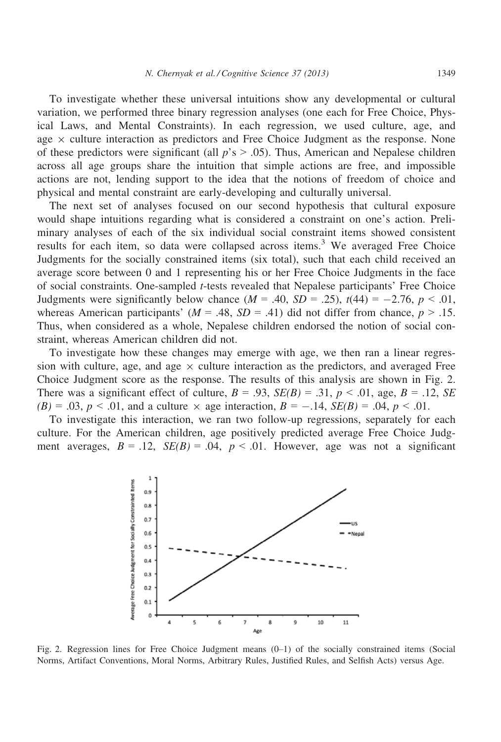To investigate whether these universal intuitions show any developmental or cultural variation, we performed three binary regression analyses (one each for Free Choice, Physical Laws, and Mental Constraints). In each regression, we used culture, age, and age × culture interaction as predictors and Free Choice Judgment as the response. None of these predictors were significant (all $p$'s > .05). Thus, American and Nepalese children across all age groups share the intuition that simple actions are free, and impossible actions are not, lending support to the idea that the notions of freedom of choice and physical and mental constraint are early-developing and culturally universal.

The next set of analyses focused on our second hypothesis that cultural exposure would shape intuitions regarding what is considered a constraint on one's action. Preliminary analyses of each of the six individual social constraint items showed consistent results for each item, so data were collapsed across items.[3] We averaged Free Choice Judgments for the socially constrained items (six total), such that each child received an average score between 0 and 1 representing his or her Free Choice Judgments in the face of social constraints. One-sampled $t$-tests revealed that Nepalese participants' Free Choice Judgments were significantly below chance ($M = .40$, $SD = .25$), $t(44) = -2.76$, $p < .01$, whereas American participants' ($M = .48$, $SD = .41$) did not differ from chance, $p > .15$. Thus, when considered as a whole, Nepalese children endorsed the notion of social constraint, whereas American children did not.

To investigate how these changes may emerge with age, we then ran a linear regression with culture, age, and age × culture interaction as the predictors, and averaged Free Choice Judgment score as the response. The results of this analysis are shown in Fig. 2. There was a significant effect of culture, $B = .93$, $SE(B) = .31$, $p < .01$, age, $B = .12$, $SE(B) = .03$, $p < .01$, and a culture × age interaction, $B = -.14$, $SE(B) = .04$, $p < .01$.

To investigate this interaction, we ran two follow-up regressions, separately for each culture. For the American children, age positively predicted average Free Choice Judgment averages, $B = .12$, $SE(B) = .04$, $p < .01$. However, age was not a significant

Fig. 2. Regression lines for Free Choice Judgment means (0–1) of the socially constrained items (Social Norms, Artifact Conventions, Moral Norms, Arbitrary Rules, Justified Rules, and Selfish Acts) versus Age.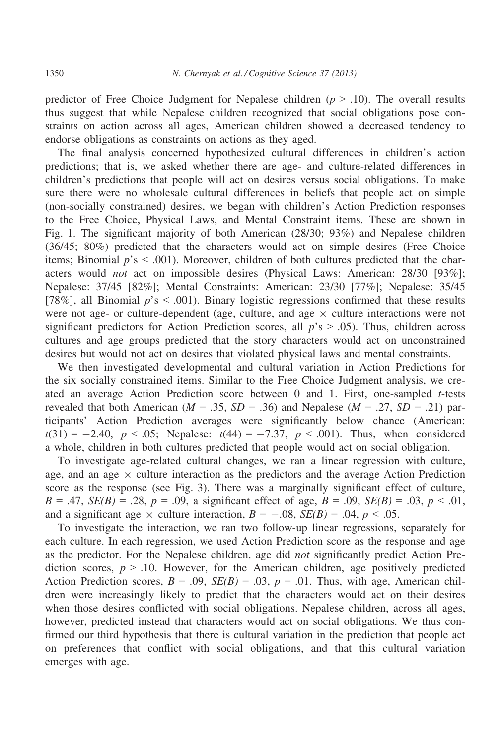predictor of Free Choice Judgment for Nepalese children ($p > .10$). The overall results thus suggest that while Nepalese children recognized that social obligations pose constraints on action across all ages, American children showed a decreased tendency to endorse obligations as constraints on actions as they aged.

The final analysis concerned hypothesized cultural differences in children's action predictions; that is, we asked whether there are age- and culture-related differences in children's predictions that people will act on desires versus social obligations. To make sure there were no wholesale cultural differences in beliefs that people act on simple (non-socially constrained) desires, we began with children's Action Prediction responses to the Free Choice, Physical Laws, and Mental Constraint items. These are shown in Fig. 1. The significant majority of both American (28/30; 93%) and Nepalese children (36/45; 80%) predicted that the characters would act on simple desires (Free Choice items; Binomial $p$'s $< .001$). Moreover, children of both cultures predicted that the characters would *not* act on impossible desires (Physical Laws: American: 28/30 [93%]; Nepalese: 37/45 [82%]; Mental Constraints: American: 23/30 [77%]; Nepalese: 35/45 [78%], all Binomial $p$'s $< .001$). Binary logistic regressions confirmed that these results were not age- or culture-dependent (age, culture, and age × culture interactions were not significant predictors for Action Prediction scores, all $p$'s $> .05$). Thus, children across cultures and age groups predicted that the story characters would act on unconstrained desires but would not act on desires that violated physical laws and mental constraints.

We then investigated developmental and cultural variation in Action Predictions for the six socially constrained items. Similar to the Free Choice Judgment analysis, we created an average Action Prediction score between 0 and 1. First, one-sampled $t$-tests revealed that both American ($M = .35$, $SD = .36$) and Nepalese ($M = .27$, $SD = .21$) participants' Action Prediction averages were significantly below chance (American: $t(31) = -2.40$, $p < .05$; Nepalese: $t(44) = -7.37$, $p < .001$). Thus, when considered a whole, children in both cultures predicted that people would act on social obligation.

To investigate age-related cultural changes, we ran a linear regression with culture, age, and an age × culture interaction as the predictors and the average Action Prediction score as the response (see Fig. 3). There was a marginally significant effect of culture, $B = .47$, $SE(B) = .28$, $p = .09$, a significant effect of age, $B = .09$, $SE(B) = .03$, $p < .01$, and a significant age × culture interaction, $B = -.08$, $SE(B) = .04$, $p < .05$.

To investigate the interaction, we ran two follow-up linear regressions, separately for each culture. In each regression, we used Action Prediction score as the response and age as the predictor. For the Nepalese children, age did *not* significantly predict Action Prediction scores, $p > .10$. However, for the American children, age positively predicted Action Prediction scores, $B = .09$, $SE(B) = .03$, $p = .01$. Thus, with age, American children were increasingly likely to predict that the characters would act on their desires when those desires conflicted with social obligations. Nepalese children, across all ages, however, predicted instead that characters would act on social obligations. We thus confirmed our third hypothesis that there is cultural variation in the prediction that people act on preferences that conflict with social obligations, and that this cultural variation emerges with age.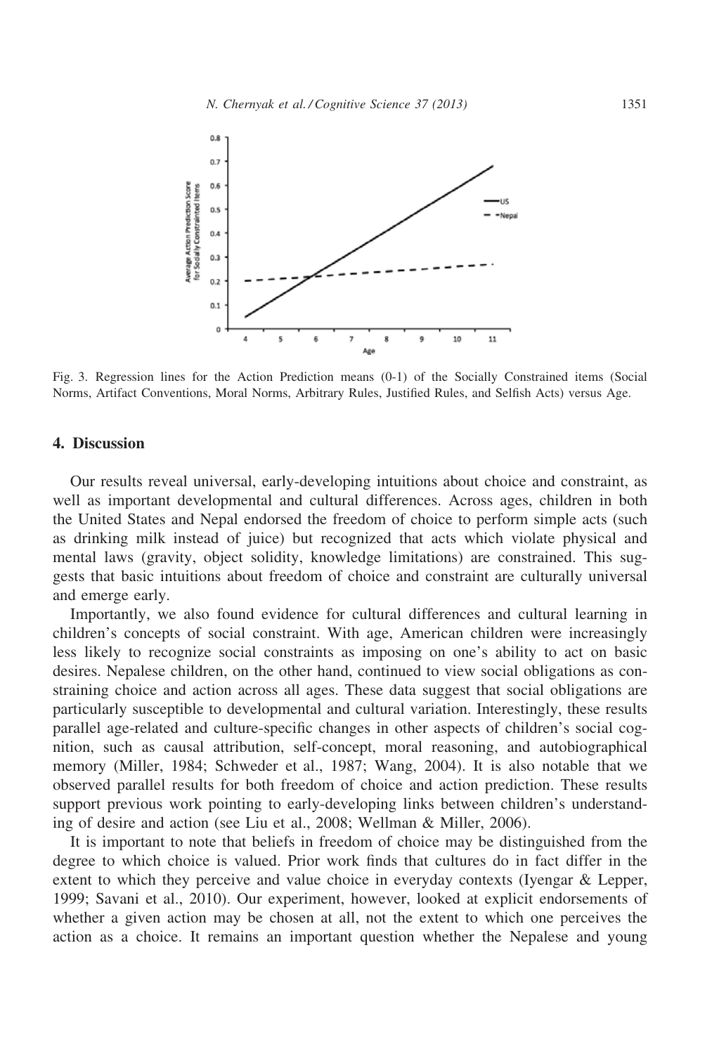Fig. 3. Regression lines for the Action Prediction means (0-1) of the Socially Constrained items (Social Norms, Artifact Conventions, Moral Norms, Arbitrary Rules, Justified Rules, and Selfish Acts) versus Age.

## 4. Discussion

Our results reveal universal, early-developing intuitions about choice and constraint, as well as important developmental and cultural differences. Across ages, children in both the United States and Nepal endorsed the freedom of choice to perform simple acts (such as drinking milk instead of juice) but recognized that acts which violate physical and mental laws (gravity, object solidity, knowledge limitations) are constrained. This suggests that basic intuitions about freedom of choice and constraint are culturally universal and emerge early.

Importantly, we also found evidence for cultural differences and cultural learning in children's concepts of social constraint. With age, American children were increasingly less likely to recognize social constraints as imposing on one's ability to act on basic desires. Nepalese children, on the other hand, continued to view social obligations as constraining choice and action across all ages. These data suggest that social obligations are particularly susceptible to developmental and cultural variation. Interestingly, these results parallel age-related and culture-specific changes in other aspects of children's social cognition, such as causal attribution, self-concept, moral reasoning, and autobiographical memory (Miller, 1984; Schweder et al., 1987; Wang, 2004). It is also notable that we observed parallel results for both freedom of choice and action prediction. These results support previous work pointing to early-developing links between children's understanding of desire and action (see Liu et al., 2008; Wellman & Miller, 2006).

It is important to note that beliefs in freedom of choice may be distinguished from the degree to which choice is valued. Prior work finds that cultures do in fact differ in the extent to which they perceive and value choice in everyday contexts (Iyengar & Lepper, 1999; Savani et al., 2010). Our experiment, however, looked at explicit endorsements of whether a given action may be chosen at all, not the extent to which one perceives the action as a choice. It remains an important question whether the Nepalese and young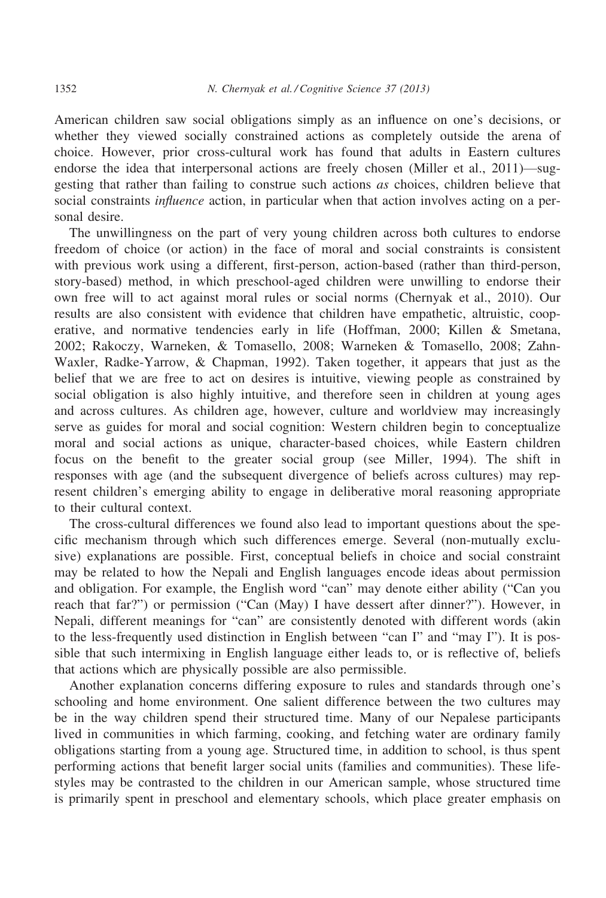American children saw social obligations simply as an influence on one's decisions, or whether they viewed socially constrained actions as completely outside the arena of choice. However, prior cross-cultural work has found that adults in Eastern cultures endorse the idea that interpersonal actions are freely chosen (Miller et al., 2011)—suggesting that rather than failing to construe such actions *as* choices, children believe that social constraints *influence* action, in particular when that action involves acting on a personal desire.

The unwillingness on the part of very young children across both cultures to endorse freedom of choice (or action) in the face of moral and social constraints is consistent with previous work using a different, first-person, action-based (rather than third-person, story-based) method, in which preschool-aged children were unwilling to endorse their own free will to act against moral rules or social norms (Chernyak et al., 2010). Our results are also consistent with evidence that children have empathetic, altruistic, cooperative, and normative tendencies early in life (Hoffman, 2000; Killen & Smetana, 2002; Rakoczy, Warneken, & Tomasello, 2008; Warneken & Tomasello, 2008; Zahn-Waxler, Radke-Yarrow, & Chapman, 1992). Taken together, it appears that just as the belief that we are free to act on desires is intuitive, viewing people as constrained by social obligation is also highly intuitive, and therefore seen in children at young ages and across cultures. As children age, however, culture and worldview may increasingly serve as guides for moral and social cognition: Western children begin to conceptualize moral and social actions as unique, character-based choices, while Eastern children focus on the benefit to the greater social group (see Miller, 1994). The shift in responses with age (and the subsequent divergence of beliefs across cultures) may represent children's emerging ability to engage in deliberative moral reasoning appropriate to their cultural context.

The cross-cultural differences we found also lead to important questions about the specific mechanism through which such differences emerge. Several (non-mutually exclusive) explanations are possible. First, conceptual beliefs in choice and social constraint may be related to how the Nepali and English languages encode ideas about permission and obligation. For example, the English word "can" may denote either ability ("Can you reach that far?") or permission ("Can (May) I have dessert after dinner?"). However, in Nepali, different meanings for "can" are consistently denoted with different words (akin to the less-frequently used distinction in English between "can I" and "may I"). It is possible that such intermixing in English language either leads to, or is reflective of, beliefs that actions which are physically possible are also permissible.

Another explanation concerns differing exposure to rules and standards through one's schooling and home environment. One salient difference between the two cultures may be in the way children spend their structured time. Many of our Nepalese participants lived in communities in which farming, cooking, and fetching water are ordinary family obligations starting from a young age. Structured time, in addition to school, is thus spent performing actions that benefit larger social units (families and communities). These lifestyles may be contrasted to the children in our American sample, whose structured time is primarily spent in preschool and elementary schools, which place greater emphasis on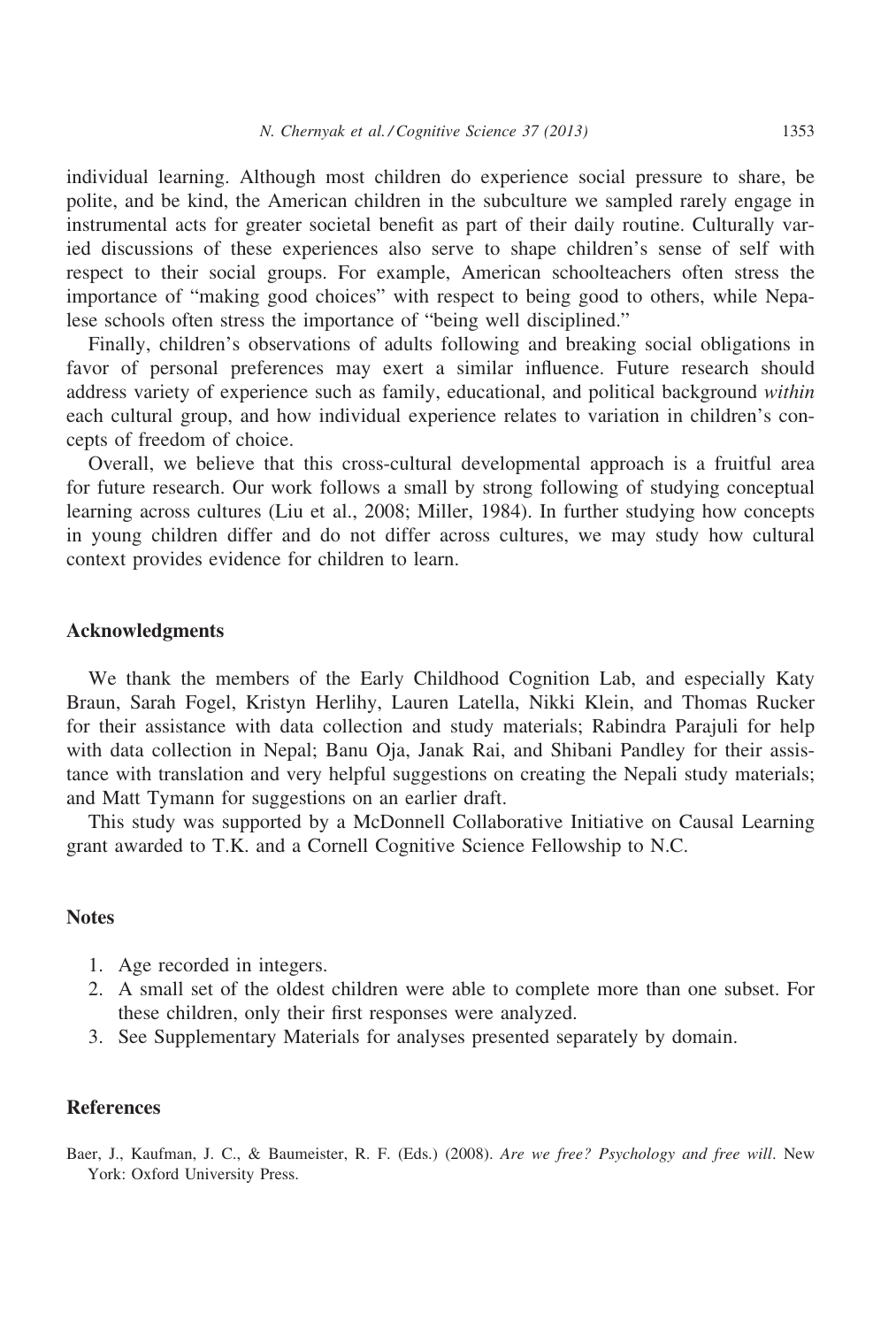individual learning. Although most children do experience social pressure to share, be polite, and be kind, the American children in the subculture we sampled rarely engage in instrumental acts for greater societal benefit as part of their daily routine. Culturally varied discussions of these experiences also serve to shape children's sense of self with respect to their social groups. For example, American schoolteachers often stress the importance of "making good choices" with respect to being good to others, while Nepalese schools often stress the importance of "being well disciplined."

Finally, children's observations of adults following and breaking social obligations in favor of personal preferences may exert a similar influence. Future research should address variety of experience such as family, educational, and political background *within* each cultural group, and how individual experience relates to variation in children's concepts of freedom of choice.

Overall, we believe that this cross-cultural developmental approach is a fruitful area for future research. Our work follows a small by strong following of studying conceptual learning across cultures (Liu et al., 2008; Miller, 1984). In further studying how concepts in young children differ and do not differ across cultures, we may study how cultural context provides evidence for children to learn.

## Acknowledgments

We thank the members of the Early Childhood Cognition Lab, and especially Katy Braun, Sarah Fogel, Kristyn Herlihy, Lauren Latella, Nikki Klein, and Thomas Rucker for their assistance with data collection and study materials; Rabindra Parajuli for help with data collection in Nepal; Banu Oja, Janak Rai, and Shibani Pandley for their assistance with translation and very helpful suggestions on creating the Nepali study materials; and Matt Tymann for suggestions on an earlier draft.

This study was supported by a McDonnell Collaborative Initiative on Causal Learning grant awarded to T.K. and a Cornell Cognitive Science Fellowship to N.C.

## Notes

1. Age recorded in integers.
2. A small set of the oldest children were able to complete more than one subset. For these children, only their first responses were analyzed.
3. See Supplementary Materials for analyses presented separately by domain.

## References

Baer, J., Kaufman, J. C., & Baumeister, R. F. (Eds.) (2008). *Are we free? Psychology and free will*. New York: Oxford University Press.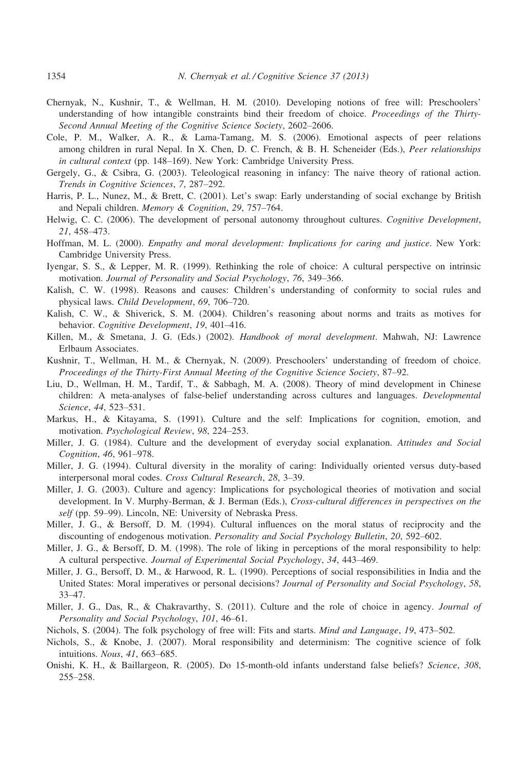Chernyak, N., Kushnir, T., & Wellman, H. M. (2010). Developing notions of free will: Preschoolers' understanding of how intangible constraints bind their freedom of choice. *Proceedings of the Thirty-Second Annual Meeting of the Cognitive Science Society*, 2602–2606.

Cole, P. M., Walker, A. R., & Lama-Tamang, M. S. (2006). Emotional aspects of peer relations among children in rural Nepal. In X. Chen, D. C. French, & B. H. Scheneider (Eds.), *Peer relationships in cultural context* (pp. 148–169). New York: Cambridge University Press.

Gergely, G., & Csibra, G. (2003). Teleological reasoning in infancy: The naive theory of rational action. *Trends in Cognitive Sciences*, *7*, 287–292.

Harris, P. L., Nunez, M., & Brett, C. (2001). Let's swap: Early understanding of social exchange by British and Nepali children. *Memory & Cognition*, *29*, 757–764.

Helwig, C. C. (2006). The development of personal autonomy throughout cultures. *Cognitive Development*, *21*, 458–473.

Hoffman, M. L. (2000). *Empathy and moral development: Implications for caring and justice*. New York: Cambridge University Press.

Iyengar, S. S., & Lepper, M. R. (1999). Rethinking the role of choice: A cultural perspective on intrinsic motivation. *Journal of Personality and Social Psychology*, *76*, 349–366.

Kalish, C. W. (1998). Reasons and causes: Children's understanding of conformity to social rules and physical laws. *Child Development*, *69*, 706–720.

Kalish, C. W., & Shiverick, S. M. (2004). Children's reasoning about norms and traits as motives for behavior. *Cognitive Development*, *19*, 401–416.

Killen, M., & Smetana, J. G. (Eds.) (2002). *Handbook of moral development*. Mahwah, NJ: Lawrence Erlbaum Associates.

Kushnir, T., Wellman, H. M., & Chernyak, N. (2009). Preschoolers' understanding of freedom of choice. *Proceedings of the Thirty-First Annual Meeting of the Cognitive Science Society*, 87–92.

Liu, D., Wellman, H. M., Tardif, T., & Sabbagh, M. A. (2008). Theory of mind development in Chinese children: A meta-analyses of false-belief understanding across cultures and languages. *Developmental Science*, *44*, 523–531.

Markus, H., & Kitayama, S. (1991). Culture and the self: Implications for cognition, emotion, and motivation. *Psychological Review*, *98*, 224–253.

Miller, J. G. (1984). Culture and the development of everyday social explanation. *Attitudes and Social Cognition*, *46*, 961–978.

Miller, J. G. (1994). Cultural diversity in the morality of caring: Individually oriented versus duty-based interpersonal moral codes. *Cross Cultural Research*, *28*, 3–39.

Miller, J. G. (2003). Culture and agency: Implications for psychological theories of motivation and social development. In V. Murphy-Berman, & J. Berman (Eds.), *Cross-cultural differences in perspectives on the self* (pp. 59–99). Lincoln, NE: University of Nebraska Press.

Miller, J. G., & Bersoff, D. M. (1994). Cultural influences on the moral status of reciprocity and the discounting of endogenous motivation. *Personality and Social Psychology Bulletin*, *20*, 592–602.

Miller, J. G., & Bersoff, D. M. (1998). The role of liking in perceptions of the moral responsibility to help: A cultural perspective. *Journal of Experimental Social Psychology*, *34*, 443–469.

Miller, J. G., Bersoff, D. M., & Harwood, R. L. (1990). Perceptions of social responsibilities in India and the United States: Moral imperatives or personal decisions? *Journal of Personality and Social Psychology*, *58*, 33–47.

Miller, J. G., Das, R., & Chakravarthy, S. (2011). Culture and the role of choice in agency. *Journal of Personality and Social Psychology*, *101*, 46–61.

Nichols, S. (2004). The folk psychology of free will: Fits and starts. *Mind and Language*, *19*, 473–502.

Nichols, S., & Knobe, J. (2007). Moral responsibility and determinism: The cognitive science of folk intuitions. *Nous*, *41*, 663–685.

Onishi, K. H., & Baillargeon, R. (2005). Do 15-month-old infants understand false beliefs? *Science*, *308*, 255–258.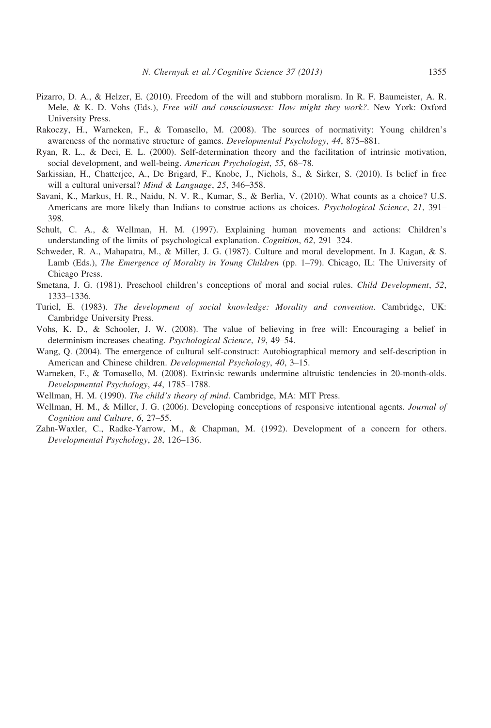Pizarro, D. A., & Helzer, E. (2010). Freedom of the will and stubborn moralism. In R. F. Baumeister, A. R. Mele, & K. D. Vohs (Eds.), *Free will and consciousness: How might they work?*. New York: Oxford University Press.

Rakoczy, H., Warneken, F., & Tomasello, M. (2008). The sources of normativity: Young children's awareness of the normative structure of games. *Developmental Psychology*, *44*, 875–881.

Ryan, R. L., & Deci, E. L. (2000). Self-determination theory and the facilitation of intrinsic motivation, social development, and well-being. *American Psychologist*, *55*, 68–78.

Sarkissian, H., Chatterjee, A., De Brigard, F., Knobe, J., Nichols, S., & Sirker, S. (2010). Is belief in free will a cultural universal? *Mind & Language*, *25*, 346–358.

Savani, K., Markus, H. R., Naidu, N. V. R., Kumar, S., & Berlia, V. (2010). What counts as a choice? U.S. Americans are more likely than Indians to construe actions as choices. *Psychological Science*, *21*, 391–398.

Schult, C. A., & Wellman, H. M. (1997). Explaining human movements and actions: Children's understanding of the limits of psychological explanation. *Cognition*, *62*, 291–324.

Schweder, R. A., Mahapatra, M., & Miller, J. G. (1987). Culture and moral development. In J. Kagan, & S. Lamb (Eds.), *The Emergence of Morality in Young Children* (pp. 1–79). Chicago, IL: The University of Chicago Press.

Smetana, J. G. (1981). Preschool children's conceptions of moral and social rules. *Child Development*, *52*, 1333–1336.

Turiel, E. (1983). *The development of social knowledge: Morality and convention*. Cambridge, UK: Cambridge University Press.

Vohs, K. D., & Schooler, J. W. (2008). The value of believing in free will: Encouraging a belief in determinism increases cheating. *Psychological Science*, *19*, 49–54.

Wang, Q. (2004). The emergence of cultural self-construct: Autobiographical memory and self-description in American and Chinese children. *Developmental Psychology*, *40*, 3–15.

Warneken, F., & Tomasello, M. (2008). Extrinsic rewards undermine altruistic tendencies in 20-month-olds. *Developmental Psychology*, *44*, 1785–1788.

Wellman, H. M. (1990). *The child's theory of mind*. Cambridge, MA: MIT Press.

Wellman, H. M., & Miller, J. G. (2006). Developing conceptions of responsive intentional agents. *Journal of Cognition and Culture*, *6*, 27–55.

Zahn-Waxler, C., Radke-Yarrow, M., & Chapman, M. (1992). Development of a concern for others. *Developmental Psychology*, *28*, 126–136.